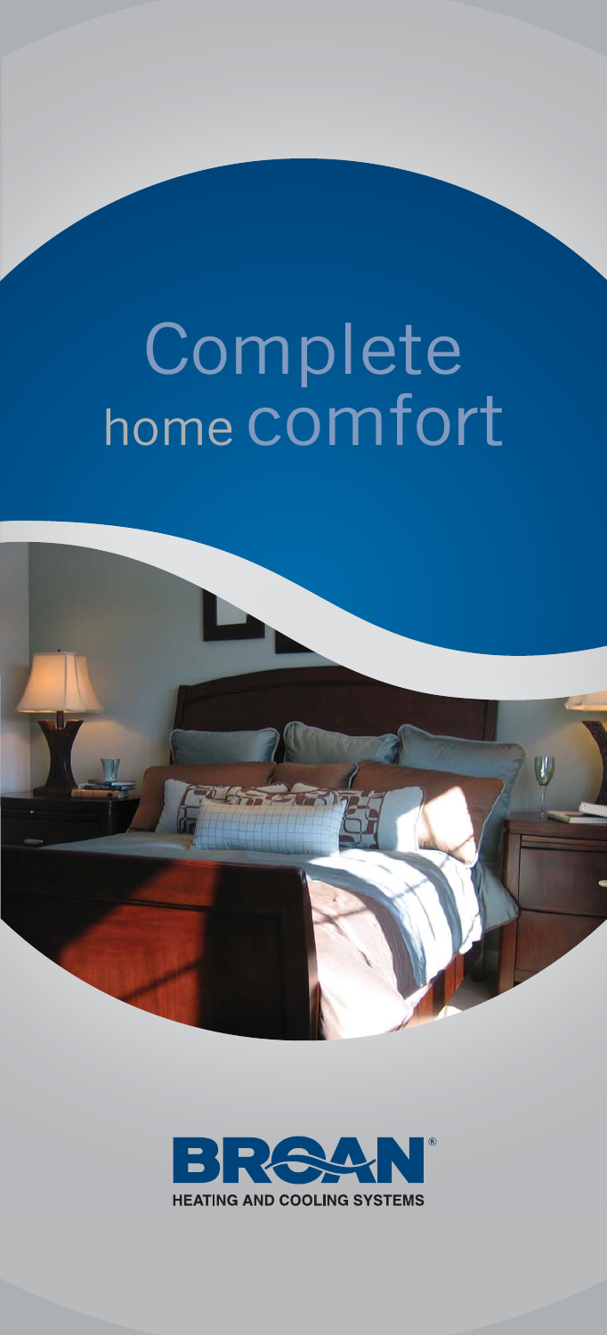# Complete home comfort

BROAN®

HEATING AND COOLING SYSTEMS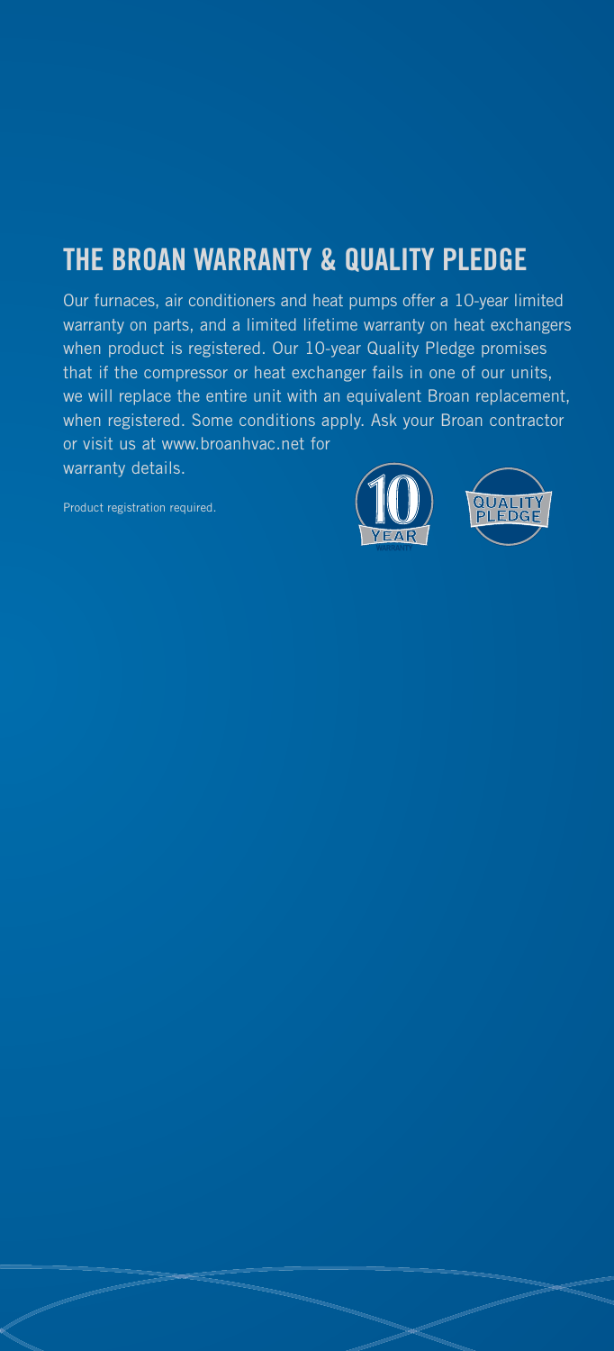## THE BROAN WARRANTY & QUALITY PLEDGE

Our furnaces, air conditioners and heat pumps offer a 10-year limited warranty on parts, and a limited lifetime warranty on heat exchangers when product is registered. Our 10-year Quality Pledge promises that if the compressor or heat exchanger fails in one of our units, we will replace the entire unit with an equivalent Broan replacement, when registered. Some conditions apply. Ask your Broan contractor or visit us at www.broanhvac.net for warranty details.

Product registration required.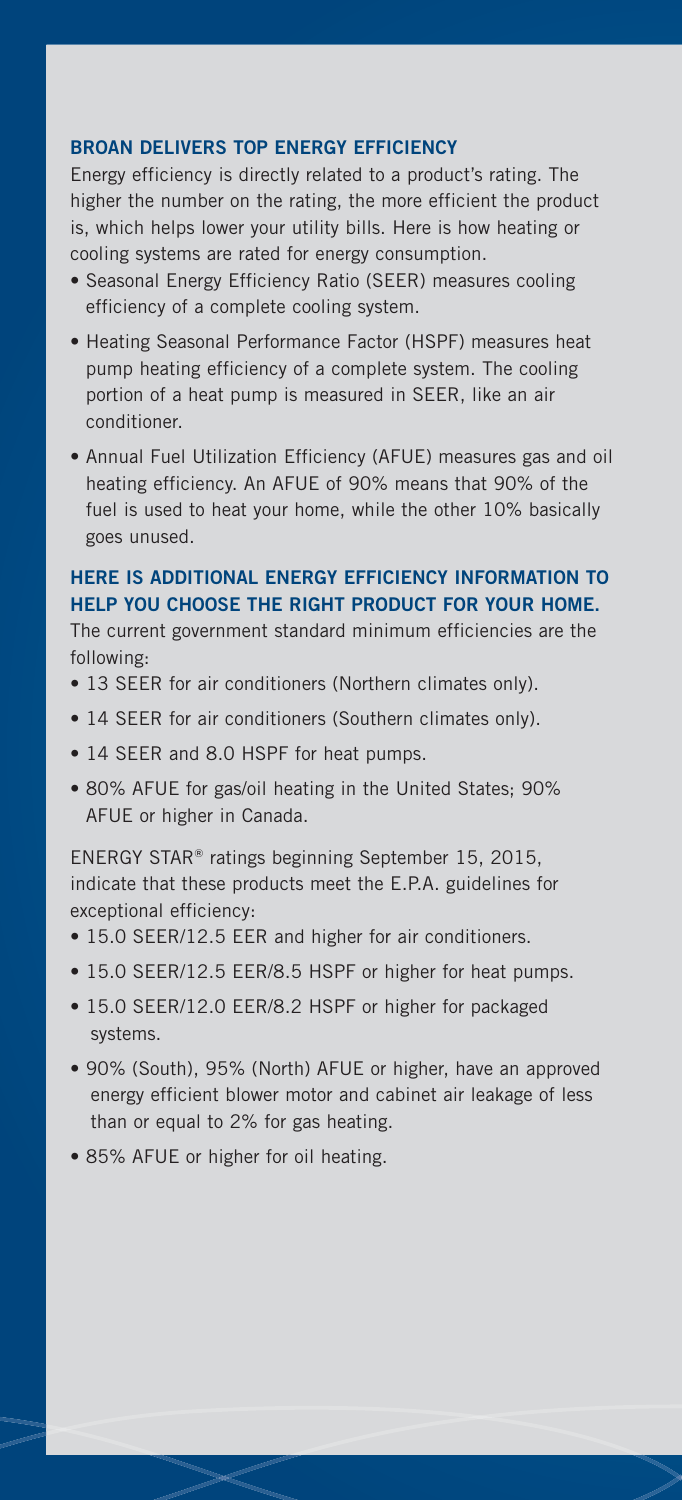## BROAN DELIVERS TOP ENERGY EFFICIENCY

Energy efficiency is directly related to a product's rating. The higher the number on the rating, the more efficient the product is, which helps lower your utility bills. Here is how heating or cooling systems are rated for energy consumption.

- Seasonal Energy Efficiency Ratio (SEER) measures cooling efficiency of a complete cooling system.
- Heating Seasonal Performance Factor (HSPF) measures heat pump heating efficiency of a complete system. The cooling portion of a heat pump is measured in SEER, like an air conditioner.
- Annual Fuel Utilization Efficiency (AFUE) measures gas and oil heating efficiency. An AFUE of 90% means that 90% of the fuel is used to heat your home, while the other 10% basically goes unused.

## HERE IS ADDITIONAL ENERGY EFFICIENCY INFORMATION TO HELP YOU CHOOSE THE RIGHT PRODUCT FOR YOUR HOME.

The current government standard minimum efficiencies are the following:

- 13 SEER for air conditioners (Northern climates only).
- 14 SEER for air conditioners (Southern climates only).
- 14 SEER and 8.0 HSPF for heat pumps.
- 80% AFUE for gas/oil heating in the United States; 90% AFUE or higher in Canada.

ENERGY STAR® ratings beginning September 15, 2015, indicate that these products meet the E.P.A. guidelines for exceptional efficiency:

- 15.0 SEER/12.5 EER and higher for air conditioners.
- 15.0 SEER/12.5 EER/8.5 HSPF or higher for heat pumps.
- 15.0 SEER/12.0 EER/8.2 HSPF or higher for packaged systems.
- 90% (South), 95% (North) AFUE or higher, have an approved energy efficient blower motor and cabinet air leakage of less than or equal to 2% for gas heating.
- 85% AFUE or higher for oil heating.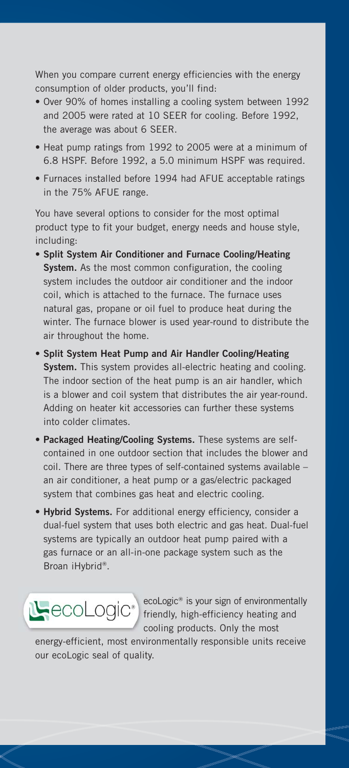When you compare current energy efficiencies with the energy consumption of older products, you'll find:

- Over 90% of homes installing a cooling system between 1992 and 2005 were rated at 10 SEER for cooling. Before 1992, the average was about 6 SEER.
- Heat pump ratings from 1992 to 2005 were at a minimum of 6.8 HSPF. Before 1992, a 5.0 minimum HSPF was required.
- Furnaces installed before 1994 had AFUE acceptable ratings in the 75% AFUE range.

You have several options to consider for the most optimal product type to fit your budget, energy needs and house style, including:

- **Split System Air Conditioner and Furnace Cooling/Heating System.** As the most common configuration, the cooling system includes the outdoor air conditioner and the indoor coil, which is attached to the furnace. The furnace uses natural gas, propane or oil fuel to produce heat during the winter. The furnace blower is used year-round to distribute the air throughout the home.
- **Split System Heat Pump and Air Handler Cooling/Heating System.** This system provides all-electric heating and cooling. The indoor section of the heat pump is an air handler, which is a blower and coil system that distributes the air year-round. Adding on heater kit accessories can further these systems into colder climates.
- **Packaged Heating/Cooling Systems.** These systems are self-contained in one outdoor section that includes the blower and coil. There are three types of self-contained systems available – an air conditioner, a heat pump or a gas/electric packaged system that combines gas heat and electric cooling.
- **Hybrid Systems.** For additional energy efficiency, consider a dual-fuel system that uses both electric and gas heat. Dual-fuel systems are typically an outdoor heat pump paired with a gas furnace or an all-in-one package system such as the Broan iHybrid®.

ecoLogic®

ecoLogic® is your sign of environmentally friendly, high-efficiency heating and cooling products. Only the most energy-efficient, most environmentally responsible units receive our ecoLogic seal of quality.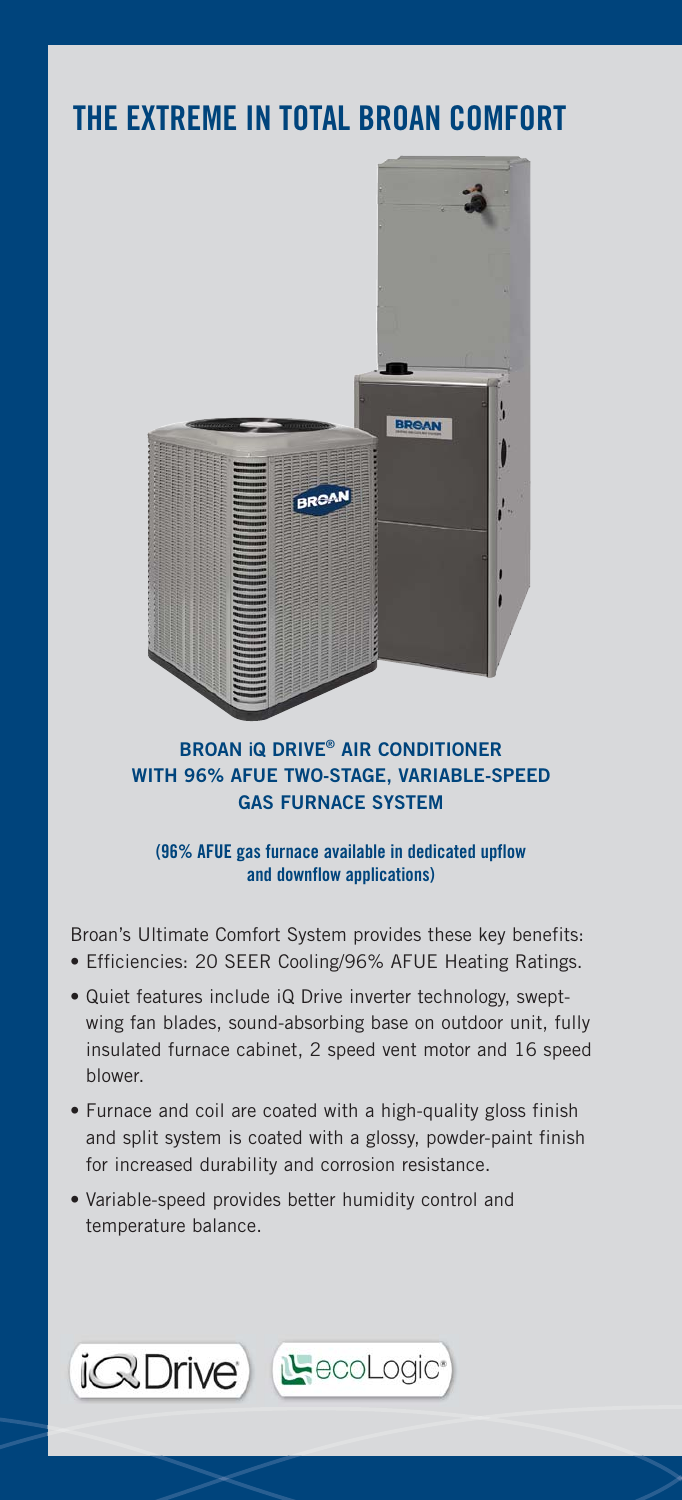# THE EXTREME IN TOTAL BROAN COMFORT

**BROAN iQ DRIVE® AIR CONDITIONER WITH 96% AFUE TWO-STAGE, VARIABLE-SPEED GAS FURNACE SYSTEM**

**(96% AFUE gas furnace available in dedicated upflow and downflow applications)**

Broan's Ultimate Comfort System provides these key benefits:

- Efficiencies: 20 SEER Cooling/96% AFUE Heating Ratings.
- Quiet features include iQ Drive inverter technology, swept-wing fan blades, sound-absorbing base on outdoor unit, fully insulated furnace cabinet, 2 speed vent motor and 16 speed blower.
- Furnace and coil are coated with a high-quality gloss finish and split system is coated with a glossy, powder-paint finish for increased durability and corrosion resistance.
- Variable-speed provides better humidity control and temperature balance.

iQDrive® ecoLogic®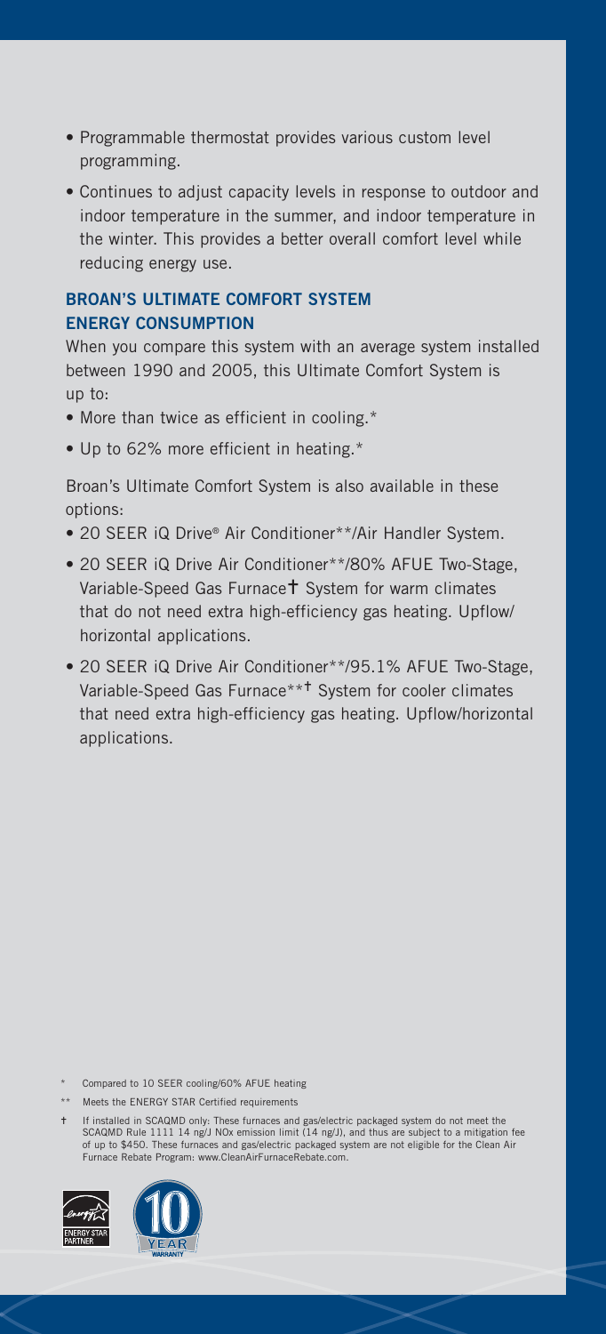- Programmable thermostat provides various custom level programming.
- Continues to adjust capacity levels in response to outdoor and indoor temperature in the summer, and indoor temperature in the winter. This provides a better overall comfort level while reducing energy use.

### BROAN'S ULTIMATE COMFORT SYSTEM ENERGY CONSUMPTION

When you compare this system with an average system installed between 1990 and 2005, this Ultimate Comfort System is up to:

- More than twice as efficient in cooling.*
- Up to 62% more efficient in heating.*

Broan's Ultimate Comfort System is also available in these options:

- 20 SEER iQ Drive® Air Conditioner**/Air Handler System.
- 20 SEER iQ Drive Air Conditioner**/80% AFUE Two-Stage, Variable-Speed Gas Furnace† System for warm climates that do not need extra high-efficiency gas heating. Upflow/horizontal applications.
- 20 SEER iQ Drive Air Conditioner**/95.1% AFUE Two-Stage, Variable-Speed Gas Furnace**† System for cooler climates that need extra high-efficiency gas heating. Upflow/horizontal applications.

\* Compared to 10 SEER cooling/60% AFUE heating

\** Meets the ENERGY STAR Certified requirements

† If installed in SCAQMD only: These furnaces and gas/electric packaged system do not meet the SCAQMD Rule 1111 14 ng/J NOx emission limit (14 ng/J), and thus are subject to a mitigation fee of up to $450. These furnaces and gas/electric packaged system are not eligible for the Clean Air Furnace Rebate Program: www.CleanAirFurnaceRebate.com.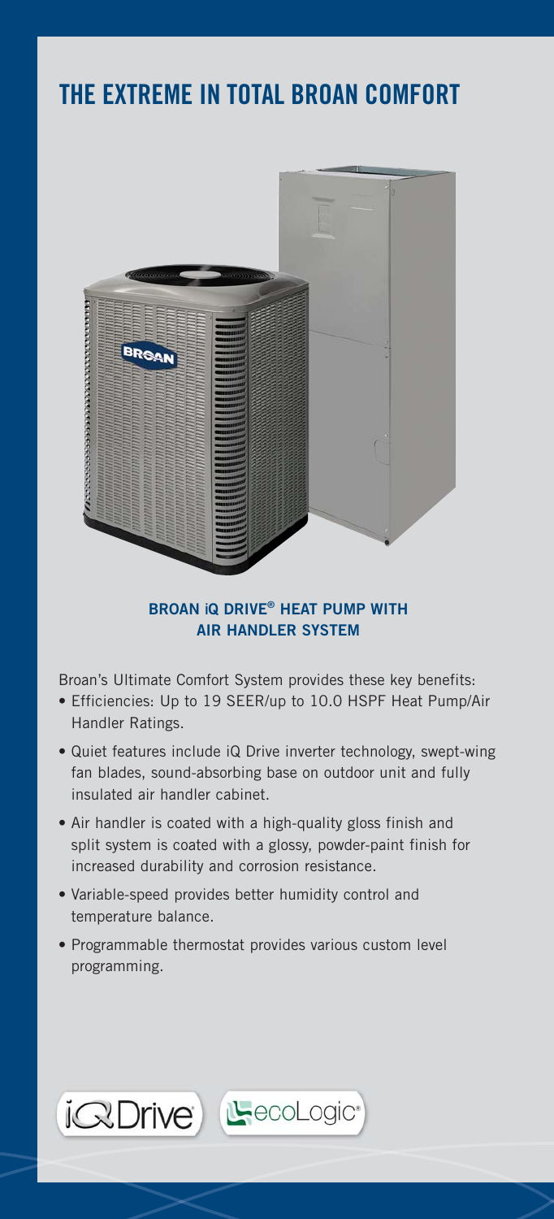# THE EXTREME IN TOTAL BROAN COMFORT

**BROAN iQ DRIVE® HEAT PUMP WITH AIR HANDLER SYSTEM**

Broan's Ultimate Comfort System provides these key benefits:

- Efficiencies: Up to 19 SEER/up to 10.0 HSPF Heat Pump/Air Handler Ratings.
- Quiet features include iQ Drive inverter technology, swept-wing fan blades, sound-absorbing base on outdoor unit and fully insulated air handler cabinet.
- Air handler is coated with a high-quality gloss finish and split system is coated with a glossy, powder-paint finish for increased durability and corrosion resistance.
- Variable-speed provides better humidity control and temperature balance.
- Programmable thermostat provides various custom level programming.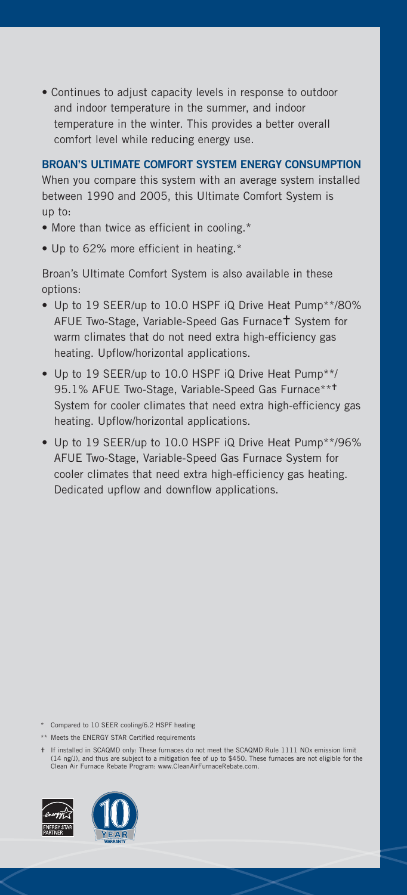- Continues to adjust capacity levels in response to outdoor and indoor temperature in the summer, and indoor temperature in the winter. This provides a better overall comfort level while reducing energy use.

**BROAN'S ULTIMATE COMFORT SYSTEM ENERGY CONSUMPTION**

When you compare this system with an average system installed between 1990 and 2005, this Ultimate Comfort System is up to:

- More than twice as efficient in cooling.*
- Up to 62% more efficient in heating.*

Broan's Ultimate Comfort System is also available in these options:

- Up to 19 SEER/up to 10.0 HSPF iQ Drive Heat Pump**/80% AFUE Two-Stage, Variable-Speed Gas Furnace† System for warm climates that do not need extra high-efficiency gas heating. Upflow/horizontal applications.
- Up to 19 SEER/up to 10.0 HSPF iQ Drive Heat Pump**/ 95.1% AFUE Two-Stage, Variable-Speed Gas Furnace**† System for cooler climates that need extra high-efficiency gas heating. Upflow/horizontal applications.
- Up to 19 SEER/up to 10.0 HSPF iQ Drive Heat Pump**/96% AFUE Two-Stage, Variable-Speed Gas Furnace System for cooler climates that need extra high-efficiency gas heating. Dedicated upflow and downflow applications.

\* Compared to 10 SEER cooling/6.2 HSPF heating

\** Meets the ENERGY STAR Certified requirements

† If installed in SCAQMD only: These furnaces do not meet the SCAQMD Rule 1111 NOx emission limit (14 ng/J), and thus are subject to a mitigation fee of up to $450. These furnaces are not eligible for the Clean Air Furnace Rebate Program: www.CleanAirFurnaceRebate.com.

ENERGY STAR PARTNER

10 YEAR WARRANTY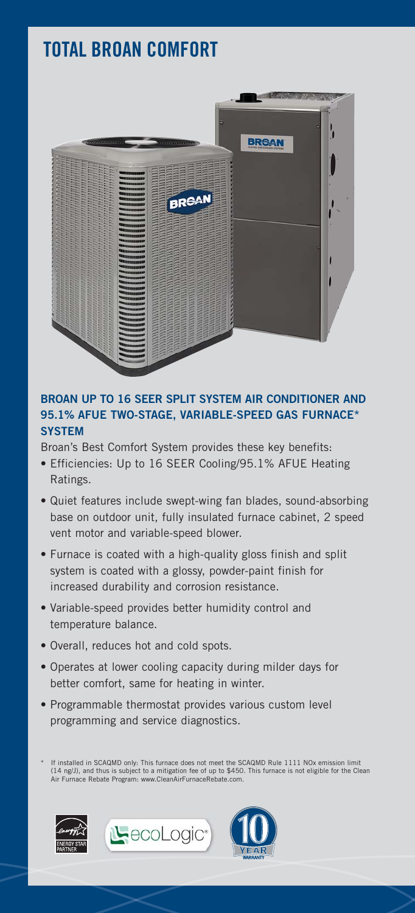# TOTAL BROAN COMFORT

### BROAN UP TO 16 SEER SPLIT SYSTEM AIR CONDITIONER AND 95.1% AFUE TWO-STAGE, VARIABLE-SPEED GAS FURNACE* SYSTEM

Broan's Best Comfort System provides these key benefits:

- Efficiencies: Up to 16 SEER Cooling/95.1% AFUE Heating Ratings.
- Quiet features include swept-wing fan blades, sound-absorbing base on outdoor unit, fully insulated furnace cabinet, 2 speed vent motor and variable-speed blower.
- Furnace is coated with a high-quality gloss finish and split system is coated with a glossy, powder-paint finish for increased durability and corrosion resistance.
- Variable-speed provides better humidity control and temperature balance.
- Overall, reduces hot and cold spots.
- Operates at lower cooling capacity during milder days for better comfort, same for heating in winter.
- Programmable thermostat provides various custom level programming and service diagnostics.

\* If installed in SCAQMD only: This furnace does not meet the SCAQMD Rule 1111 NOx emission limit (14 ng/J), and thus is subject to a mitigation fee of up to $450. This furnace is not eligible for the Clean Air Furnace Rebate Program: www.CleanAirFurnaceRebate.com.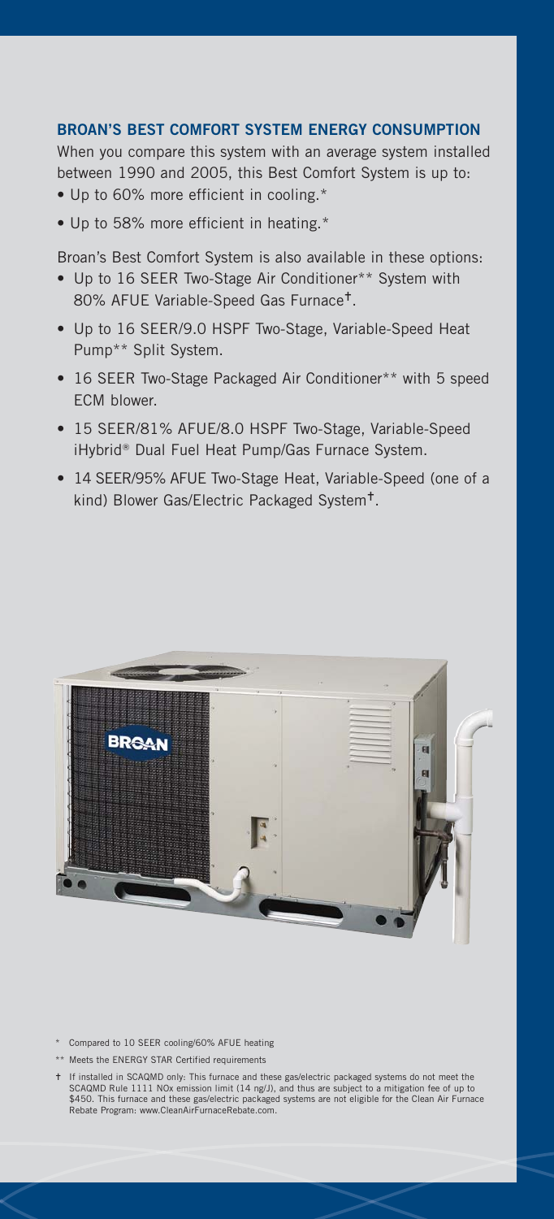## BROAN'S BEST COMFORT SYSTEM ENERGY CONSUMPTION

When you compare this system with an average system installed between 1990 and 2005, this Best Comfort System is up to:

- Up to 60% more efficient in cooling.*
- Up to 58% more efficient in heating.*

Broan's Best Comfort System is also available in these options:

- Up to 16 SEER Two-Stage Air Conditioner** System with 80% AFUE Variable-Speed Gas Furnace†.
- Up to 16 SEER/9.0 HSPF Two-Stage, Variable-Speed Heat Pump** Split System.
- 16 SEER Two-Stage Packaged Air Conditioner** with 5 speed ECM blower.
- 15 SEER/81% AFUE/8.0 HSPF Two-Stage, Variable-Speed iHybrid® Dual Fuel Heat Pump/Gas Furnace System.
- 14 SEER/95% AFUE Two-Stage Heat, Variable-Speed (one of a kind) Blower Gas/Electric Packaged System†.

\* Compared to 10 SEER cooling/60% AFUE heating

** Meets the ENERGY STAR Certified requirements

† If installed in SCAQMD only: This furnace and these gas/electric packaged systems do not meet the SCAQMD Rule 1111 NOx emission limit (14 ng/J), and thus are subject to a mitigation fee of up to $450. This furnace and these gas/electric packaged systems are not eligible for the Clean Air Furnace Rebate Program: www.CleanAirFurnaceRebate.com.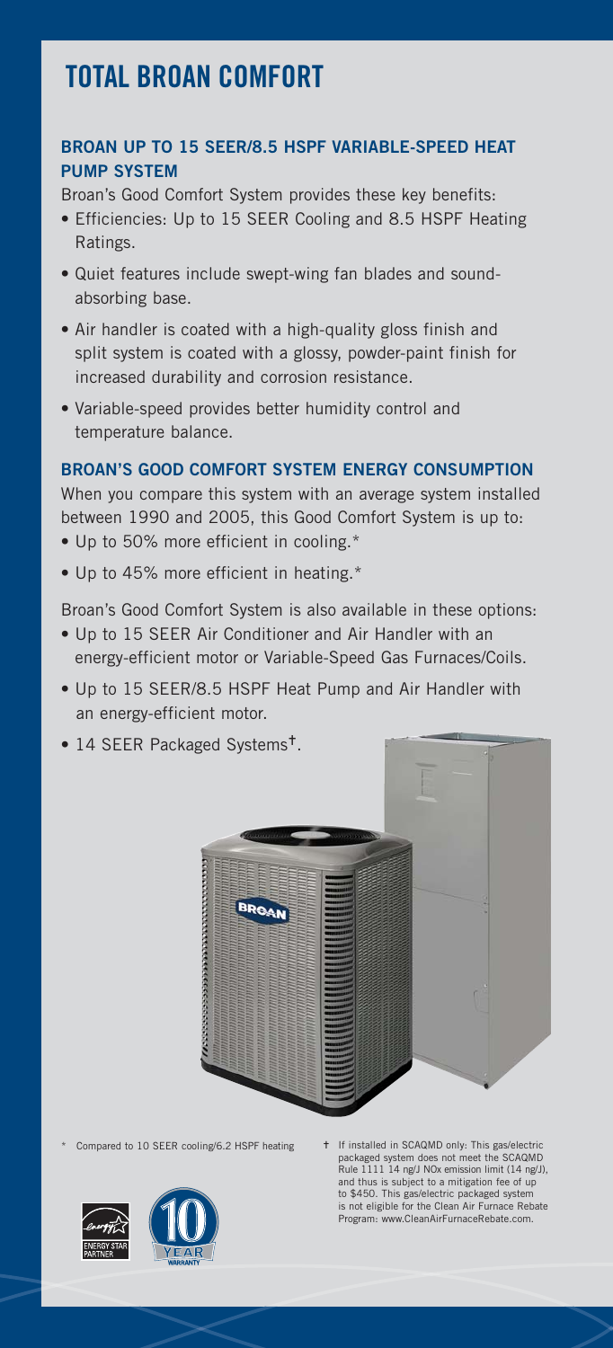# TOTAL BROAN COMFORT

## BROAN UP TO 15 SEER/8.5 HSPF VARIABLE-SPEED HEAT PUMP SYSTEM

Broan's Good Comfort System provides these key benefits:

- Efficiencies: Up to 15 SEER Cooling and 8.5 HSPF Heating Ratings.
- Quiet features include swept-wing fan blades and sound-absorbing base.
- Air handler is coated with a high-quality gloss finish and split system is coated with a glossy, powder-paint finish for increased durability and corrosion resistance.
- Variable-speed provides better humidity control and temperature balance.

## BROAN'S GOOD COMFORT SYSTEM ENERGY CONSUMPTION

When you compare this system with an average system installed between 1990 and 2005, this Good Comfort System is up to:

- Up to 50% more efficient in cooling.*
- Up to 45% more efficient in heating.*

Broan's Good Comfort System is also available in these options:

- Up to 15 SEER Air Conditioner and Air Handler with an energy-efficient motor or Variable-Speed Gas Furnaces/Coils.
- Up to 15 SEER/8.5 HSPF Heat Pump and Air Handler with an energy-efficient motor.
- 14 SEER Packaged Systems†.

\* Compared to 10 SEER cooling/6.2 HSPF heating

† If installed in SCAQMD only: This gas/electric packaged system does not meet the SCAQMD Rule 1111 14 ng/J NOx emission limit (14 ng/J), and thus is subject to a mitigation fee of up to $450. This gas/electric packaged system is not eligible for the Clean Air Furnace Rebate Program: www.CleanAirFurnaceRebate.com.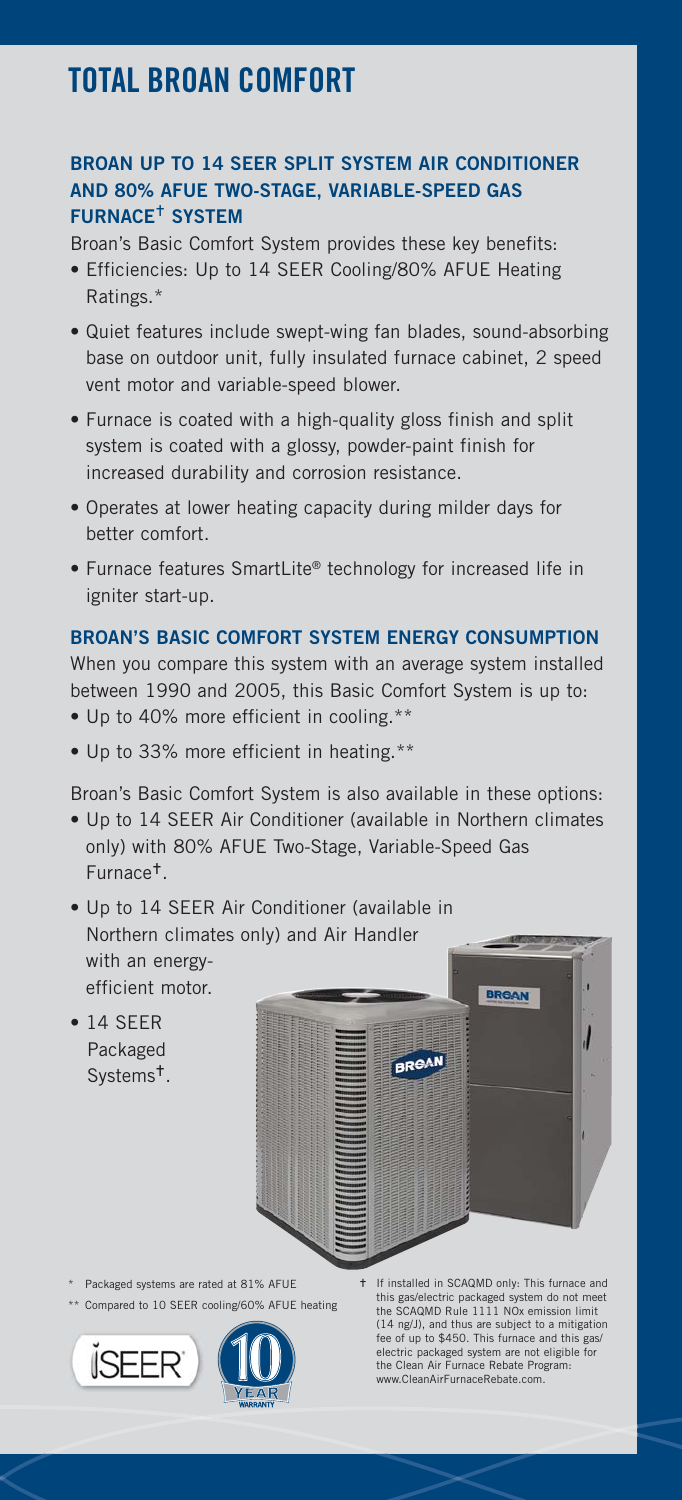# TOTAL BROAN COMFORT

### BROAN UP TO 14 SEER SPLIT SYSTEM AIR CONDITIONER AND 80% AFUE TWO-STAGE, VARIABLE-SPEED GAS FURNACE† SYSTEM

Broan's Basic Comfort System provides these key benefits:

- Efficiencies: Up to 14 SEER Cooling/80% AFUE Heating Ratings.*
- Quiet features include swept-wing fan blades, sound-absorbing base on outdoor unit, fully insulated furnace cabinet, 2 speed vent motor and variable-speed blower.
- Furnace is coated with a high-quality gloss finish and split system is coated with a glossy, powder-paint finish for increased durability and corrosion resistance.
- Operates at lower heating capacity during milder days for better comfort.
- Furnace features SmartLite® technology for increased life in igniter start-up.

### BROAN'S BASIC COMFORT SYSTEM ENERGY CONSUMPTION

When you compare this system with an average system installed between 1990 and 2005, this Basic Comfort System is up to:

- Up to 40% more efficient in cooling.**
- Up to 33% more efficient in heating.**

Broan's Basic Comfort System is also available in these options:

- Up to 14 SEER Air Conditioner (available in Northern climates only) with 80% AFUE Two-Stage, Variable-Speed Gas Furnace†.
- Up to 14 SEER Air Conditioner (available in Northern climates only) and Air Handler with an energy-efficient motor.
- 14 SEER Packaged Systems†.

\* Packaged systems are rated at 81% AFUE

\** Compared to 10 SEER cooling/60% AFUE heating

† If installed in SCAQMD only: This furnace and this gas/electric packaged system do not meet the SCAQMD Rule 1111 NOx emission limit (14 ng/J), and thus are subject to a mitigation fee of up to $450. This furnace and this gas/electric packaged system are not eligible for the Clean Air Furnace Rebate Program: www.CleanAirFurnaceRebate.com.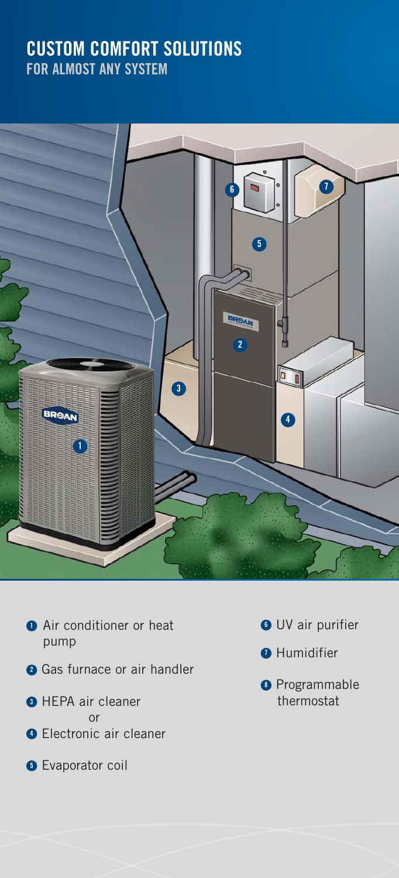# CUSTOM COMFORT SOLUTIONS

## FOR ALMOST ANY SYSTEM

1. Air conditioner or heat pump
2. Gas furnace or air handler
3. HEPA air cleaner
   or
4. Electronic air cleaner
5. Evaporator coil
6. UV air purifier
7. Humidifier
8. Programmable thermostat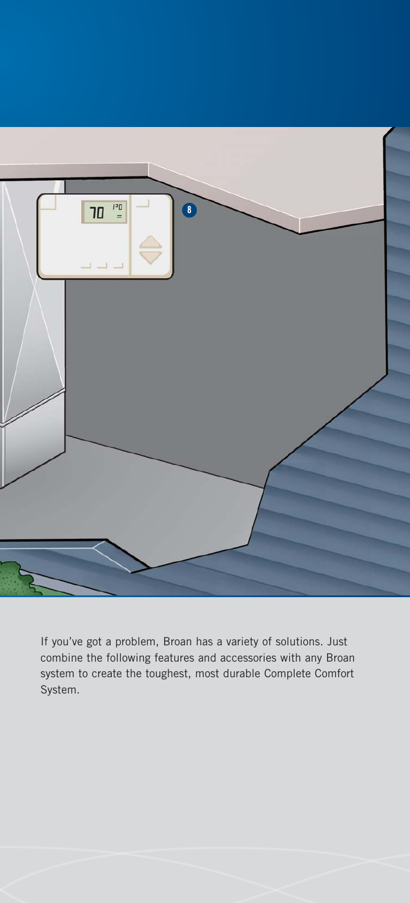If you've got a problem, Broan has a variety of solutions. Just combine the following features and accessories with any Broan system to create the toughest, most durable Complete Comfort System.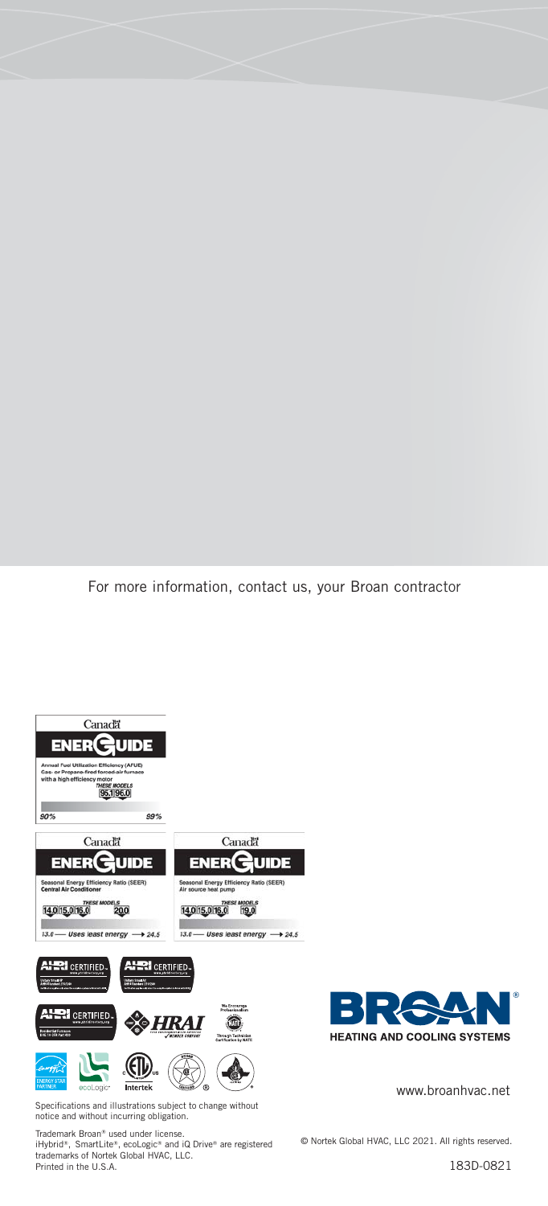For more information, contact us, your Broan contractor

Canada

ENERGUIDE

Annual Fuel Utilization Efficiency (AFUE)
Gas- or Propane-fired forced-air furnace
with a high efficiency motor

THESE MODELS
95.1 96.0

90% 99%

Canada

ENERGUIDE

Seasonal Energy Efficiency Ratio (SEER)
Central Air Conditioner

THESE MODELS
14.0 15.0 16.0 20.0

13.0 — Uses least energy → 24.5

Canada

ENERGUIDE

Seasonal Energy Efficiency Ratio (SEER)
Air source heat pump

THESE MODELS
14.0 15.0 16.0 19.0

13.0 — Uses least energy → 24.5

AHRI CERTIFIED

AHRI CERTIFIED

AHRI CERTIFIED

HRAI

We Encourage Professionalism Through Technician Certification by NATE

ENERGY STAR PARTNER

ecoLogic

Intertek

Specifications and illustrations subject to change without notice and without incurring obligation.

Trademark Broan® used under license.
iHybrid®, SmartLite®, ecoLogic® and iQ Drive® are registered trademarks of Nortek Global HVAC, LLC.
Printed in the U.S.A.

BROAN®
HEATING AND COOLING SYSTEMS

www.broanhvac.net

© Nortek Global HVAC, LLC 2021. All rights reserved.

183D-0821